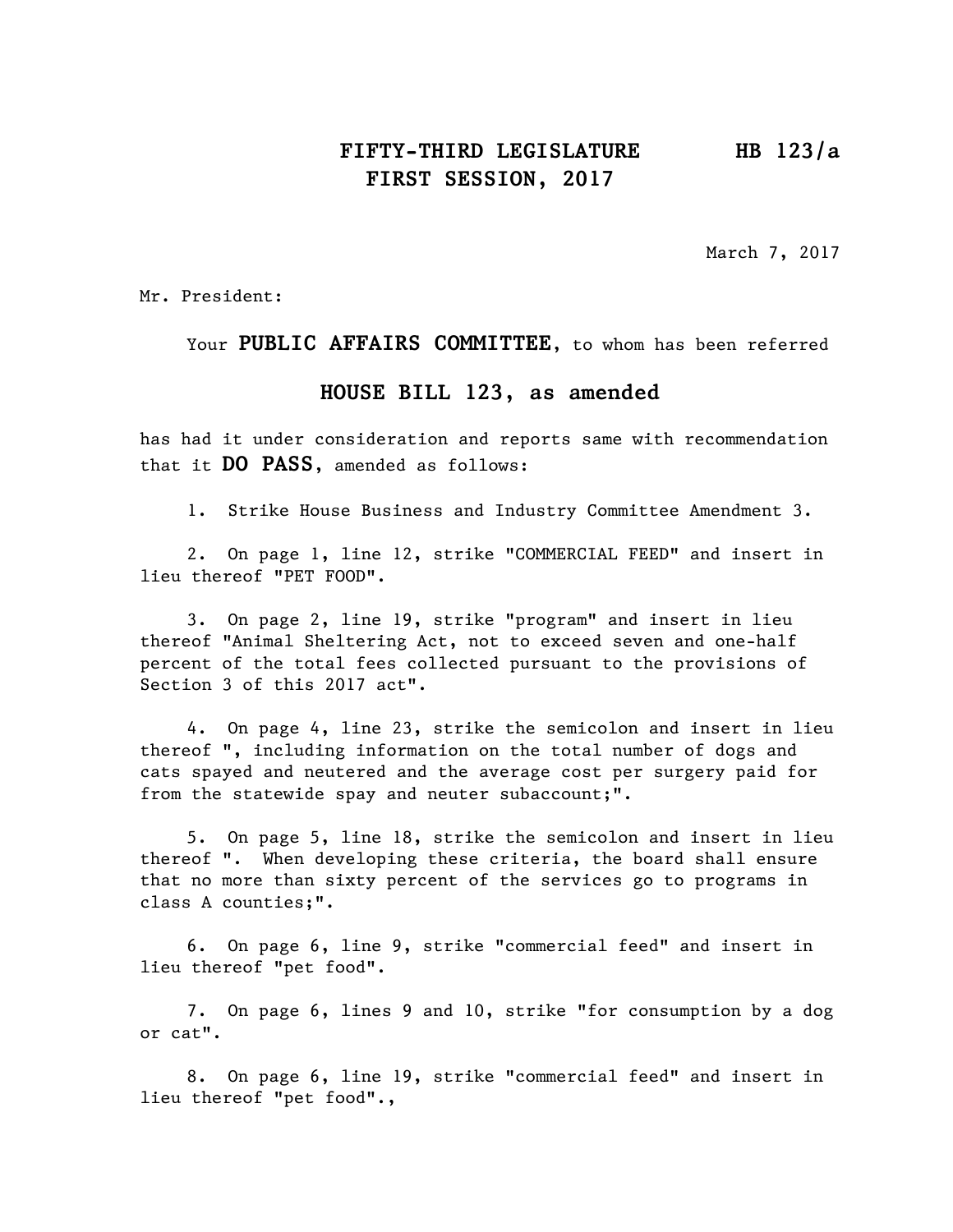**FIFTY-THIRD LEGISLATURE HB 123/a**
**FIRST SESSION, 2017**

March 7, 2017

Mr. President:

Your **PUBLIC AFFAIRS COMMITTEE**, to whom has been referred

**HOUSE BILL 123, as amended**

has had it under consideration and reports same with recommendation that it **DO PASS**, amended as follows:

1. Strike House Business and Industry Committee Amendment 3.

2. On page 1, line 12, strike "COMMERCIAL FEED" and insert in lieu thereof "PET FOOD".

3. On page 2, line 19, strike "program" and insert in lieu thereof "Animal Sheltering Act, not to exceed seven and one-half percent of the total fees collected pursuant to the provisions of Section 3 of this 2017 act".

4. On page 4, line 23, strike the semicolon and insert in lieu thereof ", including information on the total number of dogs and cats spayed and neutered and the average cost per surgery paid for from the statewide spay and neuter subaccount;".

5. On page 5, line 18, strike the semicolon and insert in lieu thereof ". When developing these criteria, the board shall ensure that no more than sixty percent of the services go to programs in class A counties;".

6. On page 6, line 9, strike "commercial feed" and insert in lieu thereof "pet food".

7. On page 6, lines 9 and 10, strike "for consumption by a dog or cat".

8. On page 6, line 19, strike "commercial feed" and insert in lieu thereof "pet food".,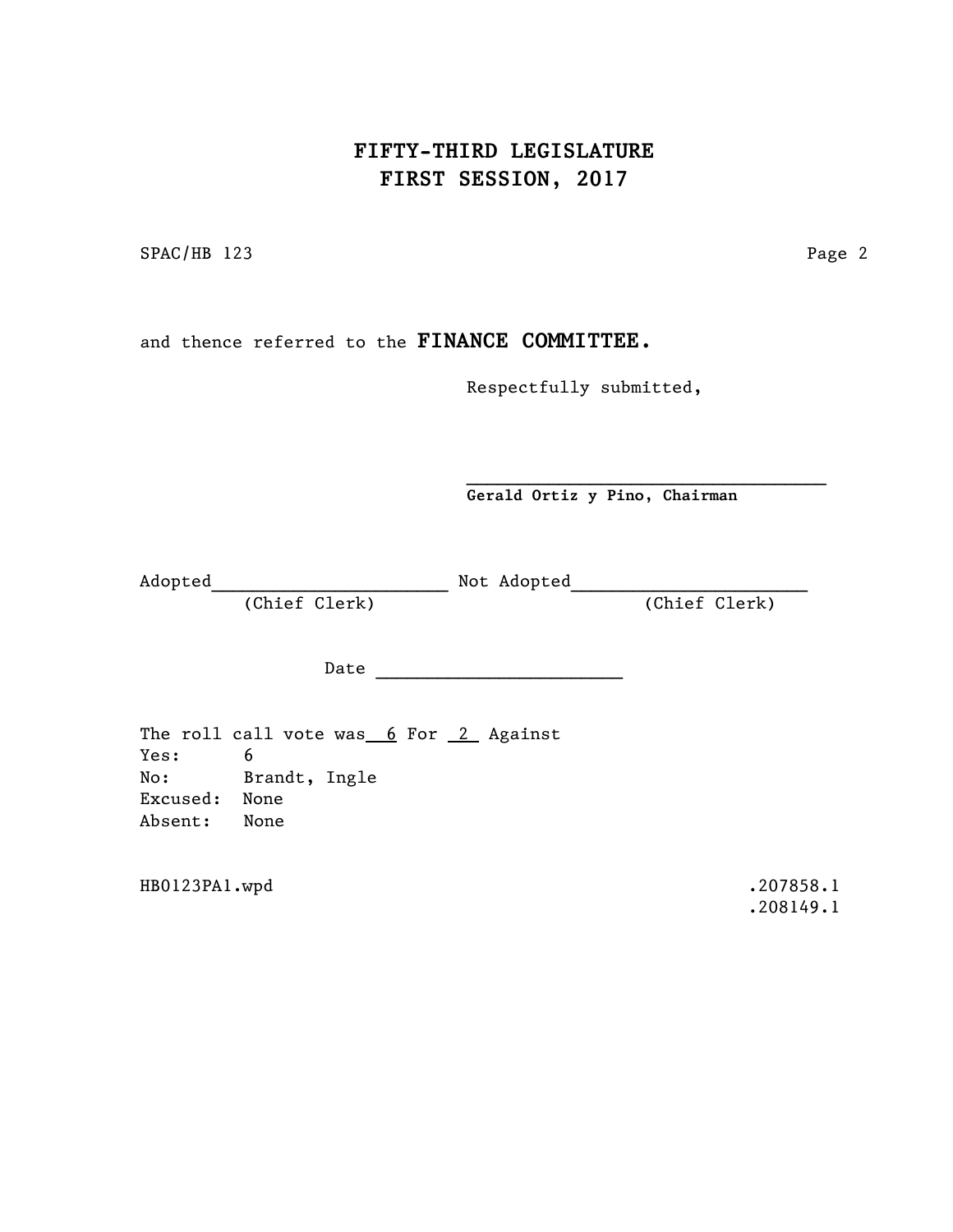# FIFTY-THIRD LEGISLATURE
# FIRST SESSION, 2017

SPAC/HB 123

and thence referred to the **FINANCE COMMITTEE.**

Respectfully submitted,

___________________________________
**Gerald Ortiz y Pino, Chairman**

Adopted_______________________ Not Adopted_______________________
(Chief Clerk)                                        (Chief Clerk)

Date ________________________

The roll call vote was 6 For 2 Against
Yes: 6
No: Brandt, Ingle
Excused: None
Absent: None

HB0123PA1.wpd

.207858.1
.208149.1